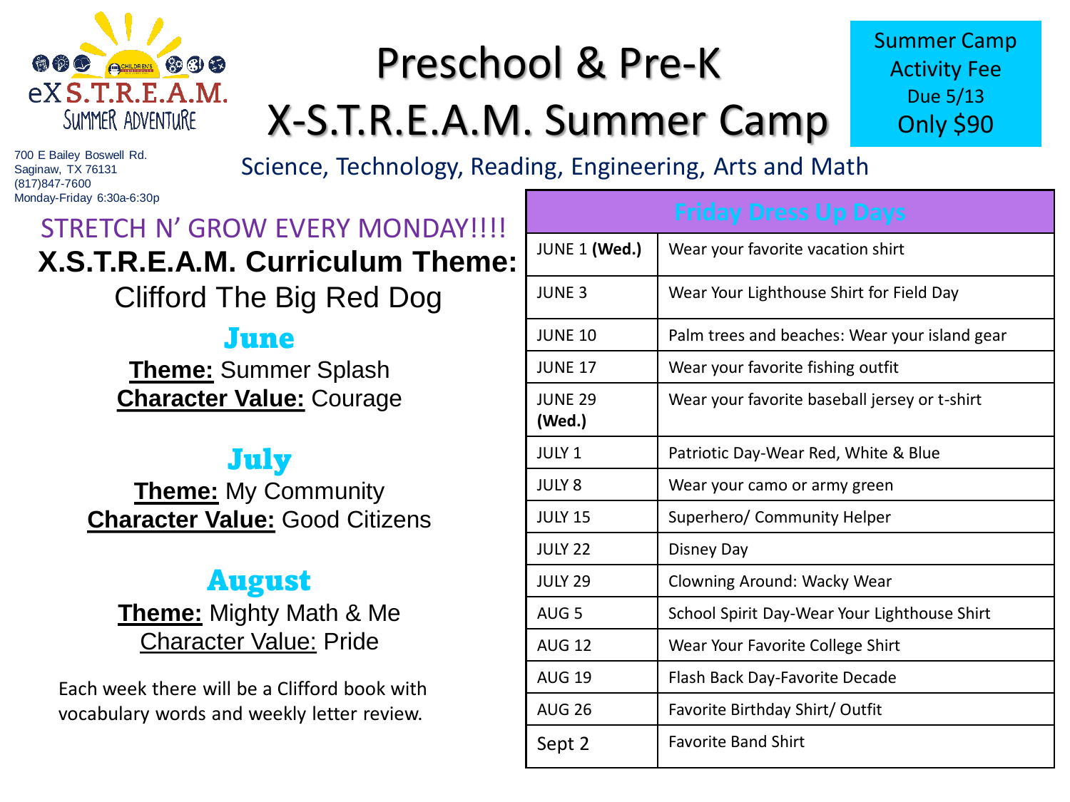eXS.T.R.E.A.M.
SUMMER ADVENTURE

700 E Bailey Boswell Rd.
Saginaw, TX 76131
(817)847-7600
Monday-Friday 6:30a-6:30p

# Preschool & Pre-K X-S.T.R.E.A.M. Summer Camp

Summer Camp Activity Fee
Due 5/13
Only $90

Science, Technology, Reading, Engineering, Arts and Math

STRETCH N' GROW EVERY MONDAY!!!!

## X.S.T.R.E.A.M. Curriculum Theme:

Clifford The Big Red Dog

### June

**Theme:** Summer Splash
**Character Value:** Courage

### July

**Theme:** My Community
**Character Value:** Good Citizens

### August

**Theme:** Mighty Math & Me
Character Value: Pride

Each week there will be a Clifford book with vocabulary words and weekly letter review.

| Friday Dress Up Days | |
|---|---|
| JUNE 1 **(Wed.)** | Wear your favorite vacation shirt |
| JUNE 3 | Wear Your Lighthouse Shirt for Field Day |
| JUNE 10 | Palm trees and beaches: Wear your island gear |
| JUNE 17 | Wear your favorite fishing outfit |
| JUNE 29 **(Wed.)** | Wear your favorite baseball jersey or t-shirt |
| JULY 1 | Patriotic Day-Wear Red, White & Blue |
| JULY 8 | Wear your camo or army green |
| JULY 15 | Superhero/ Community Helper |
| JULY 22 | Disney Day |
| JULY 29 | Clowning Around: Wacky Wear |
| AUG 5 | School Spirit Day-Wear Your Lighthouse Shirt |
| AUG 12 | Wear Your Favorite College Shirt |
| AUG 19 | Flash Back Day-Favorite Decade |
| AUG 26 | Favorite Birthday Shirt/ Outfit |
| Sept 2 | Favorite Band Shirt |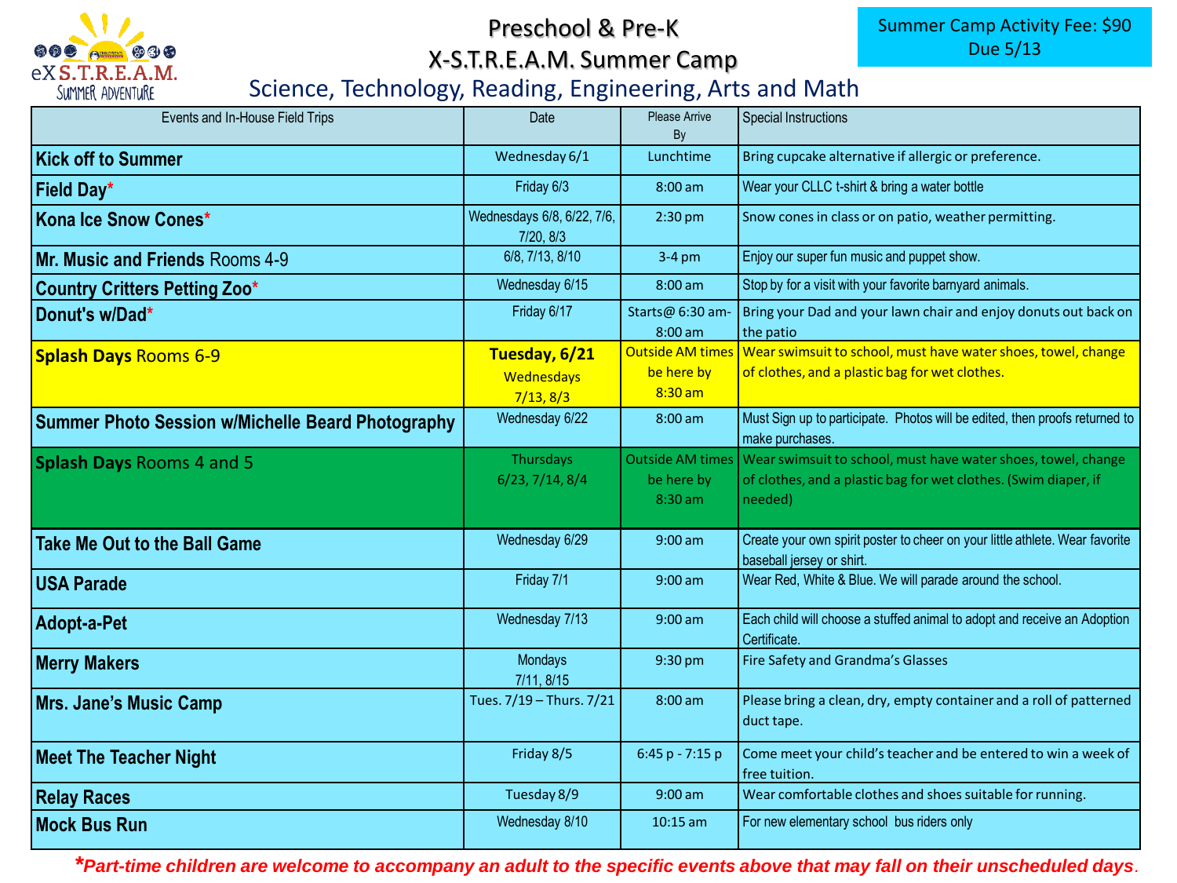eXS.T.R.E.A.M. SUMMER ADVENTURE

# Preschool & Pre-K X-S.T.R.E.A.M. Summer Camp

## Science, Technology, Reading, Engineering, Arts and Math

Summer Camp Activity Fee: $90
Due 5/13

| Events and In-House Field Trips | Date | Please Arrive By | Special Instructions |
|---|---|---|---|
| **Kick off to Summer** | Wednesday 6/1 | Lunchtime | Bring cupcake alternative if allergic or preference. |
| **Field Day*** | Friday 6/3 | 8:00 am | Wear your CLLC t-shirt & bring a water bottle |
| **Kona Ice Snow Cones*** | Wednesdays 6/8, 6/22, 7/6, 7/20, 8/3 | 2:30 pm | Snow cones in class or on patio, weather permitting. |
| **Mr. Music and Friends** Rooms 4-9 | 6/8, 7/13, 8/10 | 3-4 pm | Enjoy our super fun music and puppet show. |
| **Country Critters Petting Zoo*** | Wednesday 6/15 | 8:00 am | Stop by for a visit with your favorite barnyard animals. |
| **Donut's w/Dad*** | Friday 6/17 | Starts@ 6:30 am-8:00 am | Bring your Dad and your lawn chair and enjoy donuts out back on the patio |
| **Splash Days** Rooms 6-9 | **Tuesday, 6/21** Wednesdays 7/13, 8/3 | Outside AM times be here by 8:30 am | Wear swimsuit to school, must have water shoes, towel, change of clothes, and a plastic bag for wet clothes. |
| **Summer Photo Session w/Michelle Beard Photography** | Wednesday 6/22 | 8:00 am | Must Sign up to participate. Photos will be edited, then proofs returned to make purchases. |
| **Splash Days** Rooms 4 and 5 | Thursdays 6/23, 7/14, 8/4 | Outside AM times be here by 8:30 am | Wear swimsuit to school, must have water shoes, towel, change of clothes, and a plastic bag for wet clothes. (Swim diaper, if needed) |
| **Take Me Out to the Ball Game** | Wednesday 6/29 | 9:00 am | Create your own spirit poster to cheer on your little athlete. Wear favorite baseball jersey or shirt. |
| **USA Parade** | Friday 7/1 | 9:00 am | Wear Red, White & Blue. We will parade around the school. |
| **Adopt-a-Pet** | Wednesday 7/13 | 9:00 am | Each child will choose a stuffed animal to adopt and receive an Adoption Certificate. |
| **Merry Makers** | Mondays 7/11, 8/15 | 9:30 pm | Fire Safety and Grandma's Glasses |
| **Mrs. Jane's Music Camp** | Tues. 7/19 – Thurs. 7/21 | 8:00 am | Please bring a clean, dry, empty container and a roll of patterned duct tape. |
| **Meet The Teacher Night** | Friday 8/5 | 6:45 p - 7:15 p | Come meet your child's teacher and be entered to win a week of free tuition. |
| **Relay Races** | Tuesday 8/9 | 9:00 am | Wear comfortable clothes and shoes suitable for running. |
| **Mock Bus Run** | Wednesday 8/10 | 10:15 am | For new elementary school bus riders only |

****Part-time children are welcome to accompany an adult to the specific events above that may fall on their unscheduled days.***